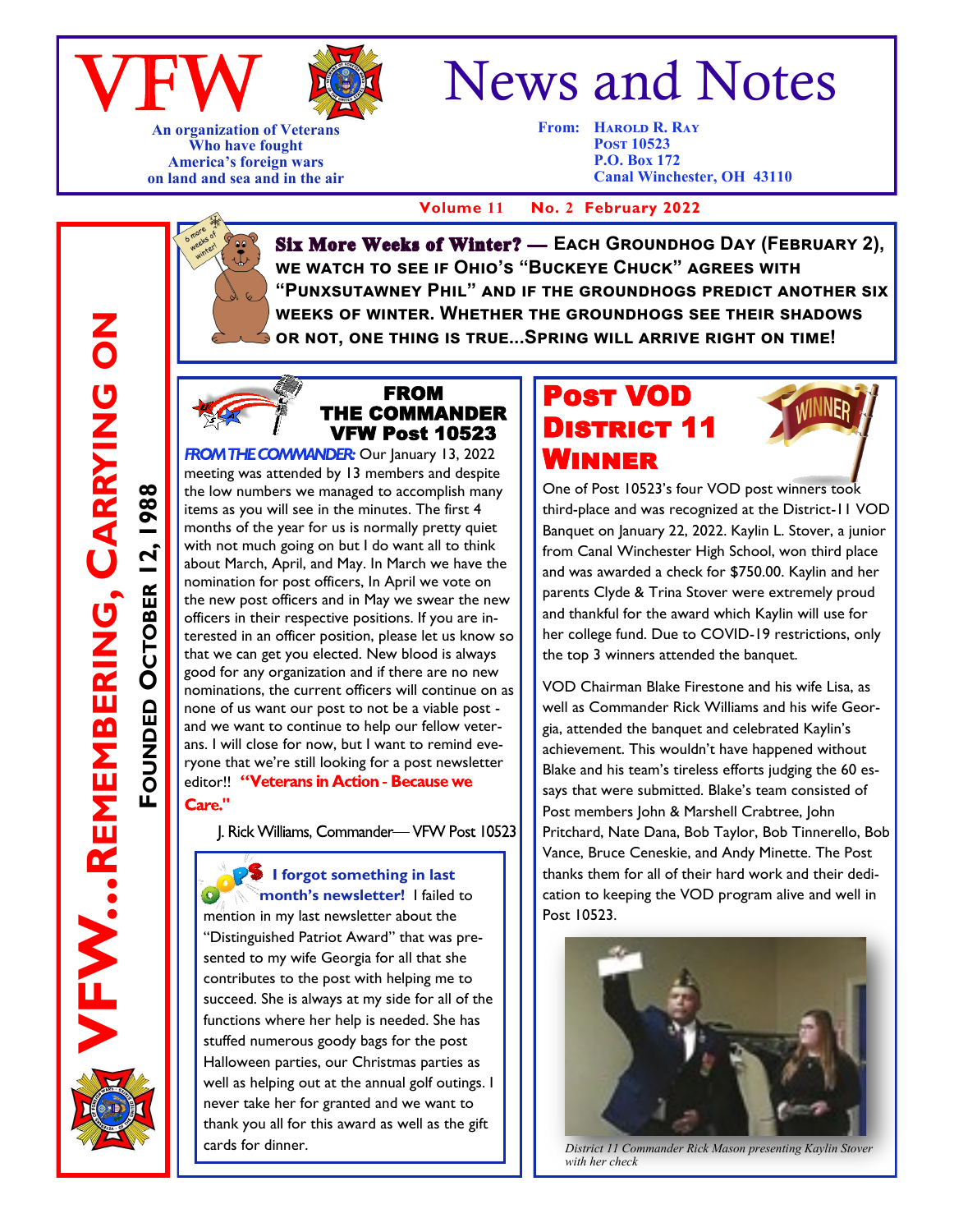# VFW News and Notes

An organization of Veterans
Who have fought
America's foreign wars
on land and sea and in the air

From: Harold R. Ray
Post 10523
P.O. Box 172
Canal Winchester, OH 43110

Volume 11 No. 2 February 2022

VFW…Remembering, Carrying On

Founded October 12, 1988

**Six More Weeks of Winter? — Each Groundhog Day (February 2), we watch to see if Ohio's "Buckeye Chuck" agrees with "Punxsutawney Phil" and if the groundhogs predict another six weeks of winter. Whether the groundhogs see their shadows or not, one thing is true…Spring will arrive right on time!**

## FROM THE COMMANDER VFW Post 10523

***FROM THE COMMANDER:*** Our January 13, 2022 meeting was attended by 13 members and despite the low numbers we managed to accomplish many items as you will see in the minutes. The first 4 months of the year for us is normally pretty quiet with not much going on but I do want all to think about March, April, and May. In March we have the nomination for post officers, In April we vote on the new post officers and in May we swear the new officers in their respective positions. If you are interested in an officer position, please let us know so that we can get you elected. New blood is always good for any organization and if there are no new nominations, the current officers will continue on as none of us want our post to not be a viable post - and we want to continue to help our fellow veterans. I will close for now, but I want to remind everyone that we're still looking for a post newsletter editor!! **"Veterans in Action - Because we Care."**

J. Rick Williams, Commander— VFW Post 10523

**I forgot something in last month's newsletter!** I failed to mention in my last newsletter about the "Distinguished Patriot Award" that was presented to my wife Georgia for all that she contributes to the post with helping me to succeed. She is always at my side for all of the functions where her help is needed. She has stuffed numerous goody bags for the post Halloween parties, our Christmas parties as well as helping out at the annual golf outings. I never take her for granted and we want to thank you all for this award as well as the gift cards for dinner.

## Post VOD District 11 Winner

One of Post 10523's four VOD post winners took third-place and was recognized at the District-11 VOD Banquet on January 22, 2022. Kaylin L. Stover, a junior from Canal Winchester High School, won third place and was awarded a check for $750.00. Kaylin and her parents Clyde & Trina Stover were extremely proud and thankful for the award which Kaylin will use for her college fund. Due to COVID-19 restrictions, only the top 3 winners attended the banquet.

VOD Chairman Blake Firestone and his wife Lisa, as well as Commander Rick Williams and his wife Georgia, attended the banquet and celebrated Kaylin's achievement. This wouldn't have happened without Blake and his team's tireless efforts judging the 60 essays that were submitted. Blake's team consisted of Post members John & Marshell Crabtree, John Pritchard, Nate Dana, Bob Taylor, Bob Tinnerello, Bob Vance, Bruce Ceneskie, and Andy Minette. The Post thanks them for all of their hard work and their dedication to keeping the VOD program alive and well in Post 10523.

*District 11 Commander Rick Mason presenting Kaylin Stover with her check*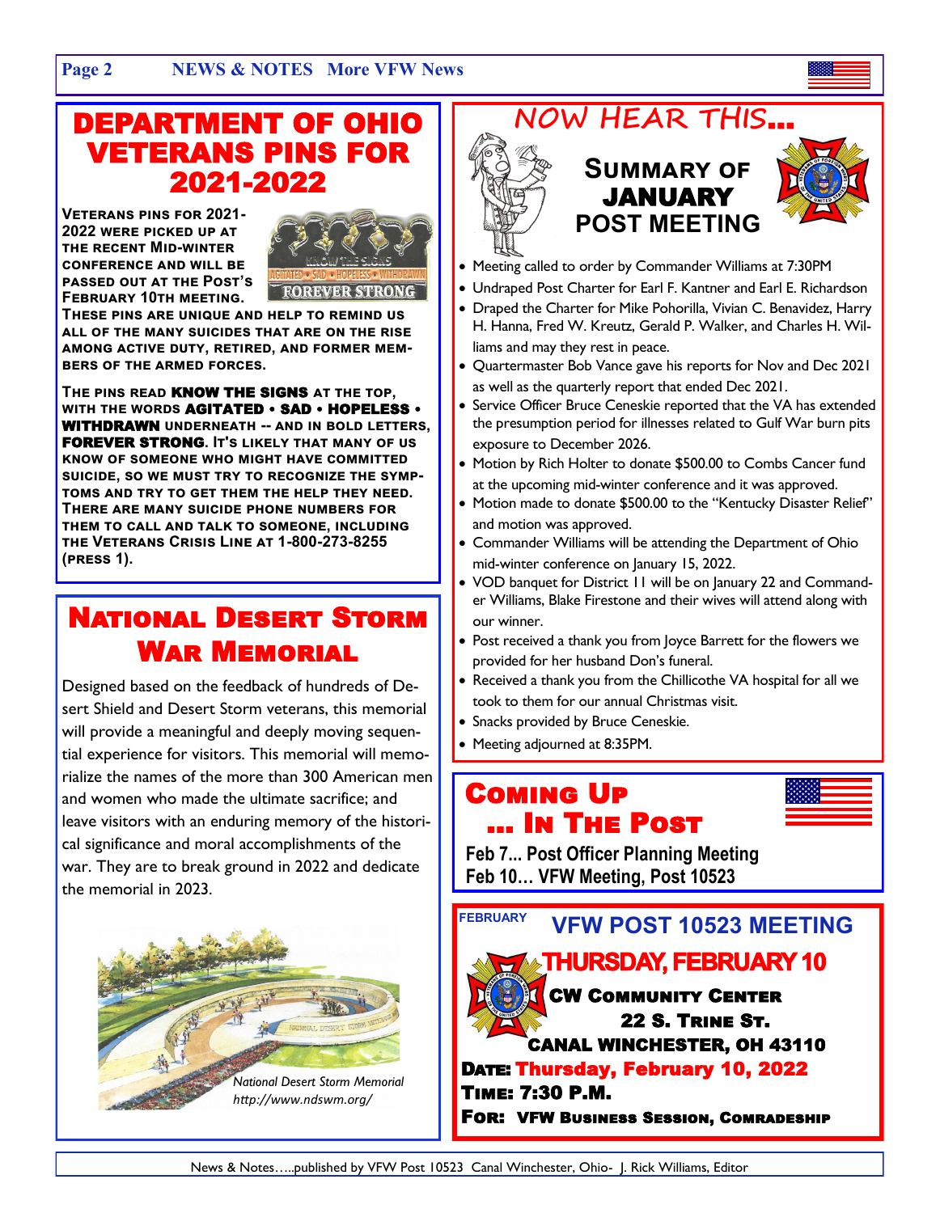# DEPARTMENT OF OHIO VETERANS PINS FOR 2021-2022

**Veterans pins for 2021-2022 were picked up at the recent Mid-winter conference and will be passed out at the Post's February 10th meeting.**

**These pins are unique and help to remind us all of the many suicides that are on the rise among active duty, retired, and former members of the armed forces.**

**The pins read KNOW THE SIGNS at the top, with the words AGITATED • SAD • HOPELESS • WITHDRAWN underneath -- and in bold letters, FOREVER STRONG. It's likely that many of us know of someone who might have committed suicide, so we must try to recognize the symptoms and try to get them the help they need. There are many suicide phone numbers for them to call and talk to someone, including the Veterans Crisis Line at 1-800-273-8255 (press 1).**

# National Desert Storm War Memorial

Designed based on the feedback of hundreds of Desert Shield and Desert Storm veterans, this memorial will provide a meaningful and deeply moving sequential experience for visitors. This memorial will memorialize the names of the more than 300 American men and women who made the ultimate sacrifice; and leave visitors with an enduring memory of the historical significance and moral accomplishments of the war. They are to break ground in 2022 and dedicate the memorial in 2023.

*National Desert Storm Memorial*
*http://www.ndswm.org/*

# NOW HEAR THIS...

## Summary of JANUARY POST MEETING

- Meeting called to order by Commander Williams at 7:30PM
- Undraped Post Charter for Earl F. Kantner and Earl E. Richardson
- Draped the Charter for Mike Pohorilla, Vivian C. Benavidez, Harry H. Hanna, Fred W. Kreutz, Gerald P. Walker, and Charles H. Williams and may they rest in peace.
- Quartermaster Bob Vance gave his reports for Nov and Dec 2021 as well as the quarterly report that ended Dec 2021.
- Service Officer Bruce Ceneskie reported that the VA has extended the presumption period for illnesses related to Gulf War burn pits exposure to December 2026.
- Motion by Rich Holter to donate $500.00 to Combs Cancer fund at the upcoming mid-winter conference and it was approved.
- Motion made to donate $500.00 to the "Kentucky Disaster Relief" and motion was approved.
- Commander Williams will be attending the Department of Ohio mid-winter conference on January 15, 2022.
- VOD banquet for District 11 will be on January 22 and Commander Williams, Blake Firestone and their wives will attend along with our winner.
- Post received a thank you from Joyce Barrett for the flowers we provided for her husband Don's funeral.
- Received a thank you from the Chillicothe VA hospital for all we took to them for our annual Christmas visit.
- Snacks provided by Bruce Ceneskie.
- Meeting adjourned at 8:35PM.

# Coming Up ... In The Post

**Feb 7... Post Officer Planning Meeting**
**Feb 10… VFW Meeting, Post 10523**

FEBRUARY

# VFW POST 10523 MEETING

## THURSDAY, FEBRUARY 10

**CW Community Center**
**22 S. Trine St.**
**CANAL WINCHESTER, OH 43110**

**Date: Thursday, February 10, 2022**
**Time: 7:30 P.M.**
**For: VFW Business Session, Comradeship**

News & Notes…..published by VFW Post 10523 Canal Winchester, Ohio- J. Rick Williams, Editor